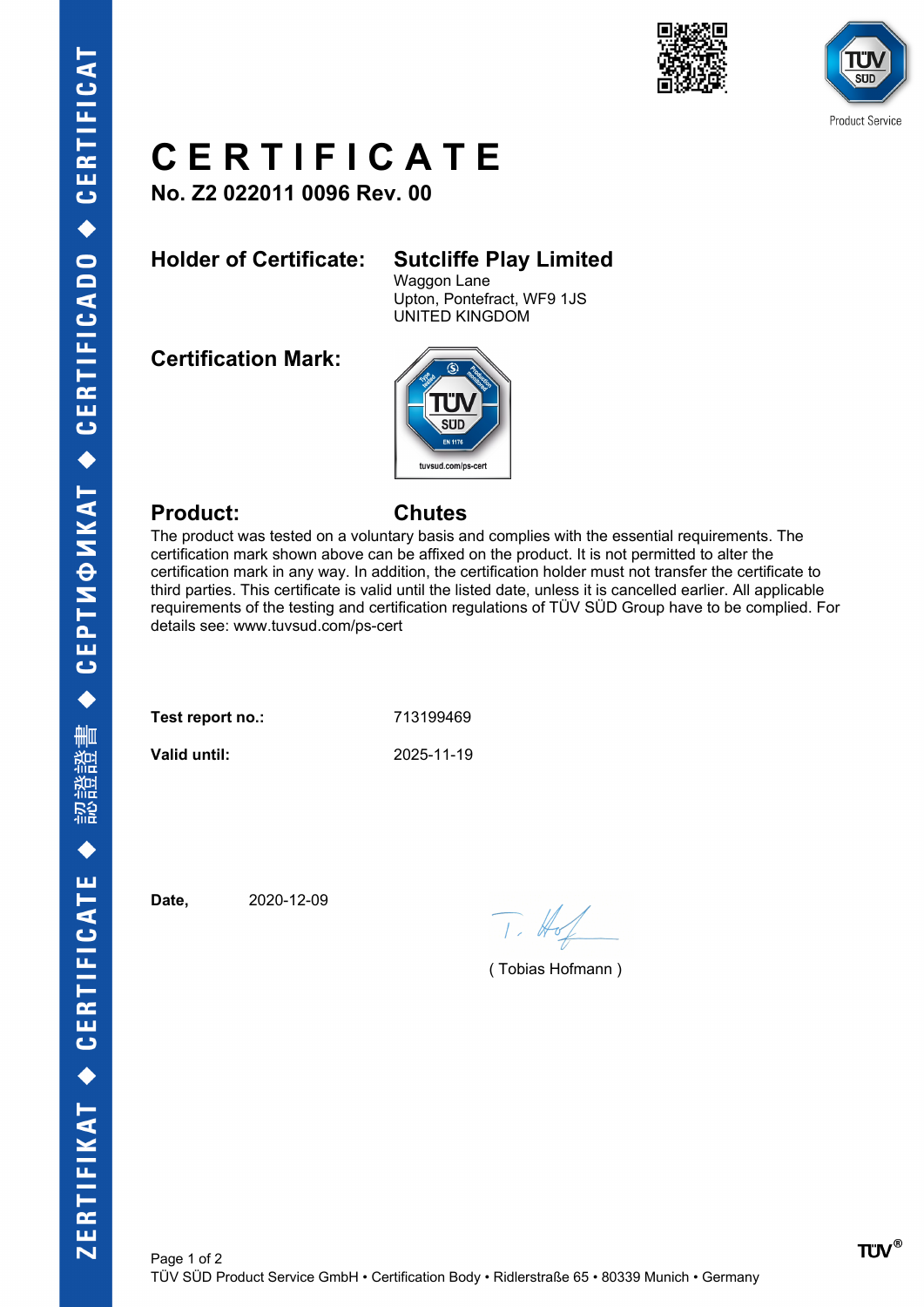# CERTIFICATE

**No. Z2 022011 0096 Rev. 00**

**Holder of Certificate:** **Sutcliffe Play Limited**
Waggon Lane
Upton, Pontefract, WF9 1JS
UNITED KINGDOM

**Certification Mark:**

**Product:** **Chutes**

The product was tested on a voluntary basis and complies with the essential requirements. The certification mark shown above can be affixed on the product. It is not permitted to alter the certification mark in any way. In addition, the certification holder must not transfer the certificate to third parties. This certificate is valid until the listed date, unless it is cancelled earlier. All applicable requirements of the testing and certification regulations of TÜV SÜD Group have to be complied. For details see: www.tuvsud.com/ps-cert

**Test report no.:** 713199469

**Valid until:** 2025-11-19

**Date,** 2020-12-09

( Tobias Hofmann )

TÜV SÜD Product Service GmbH • Certification Body • Ridlerstraße 65 • 80339 Munich • Germany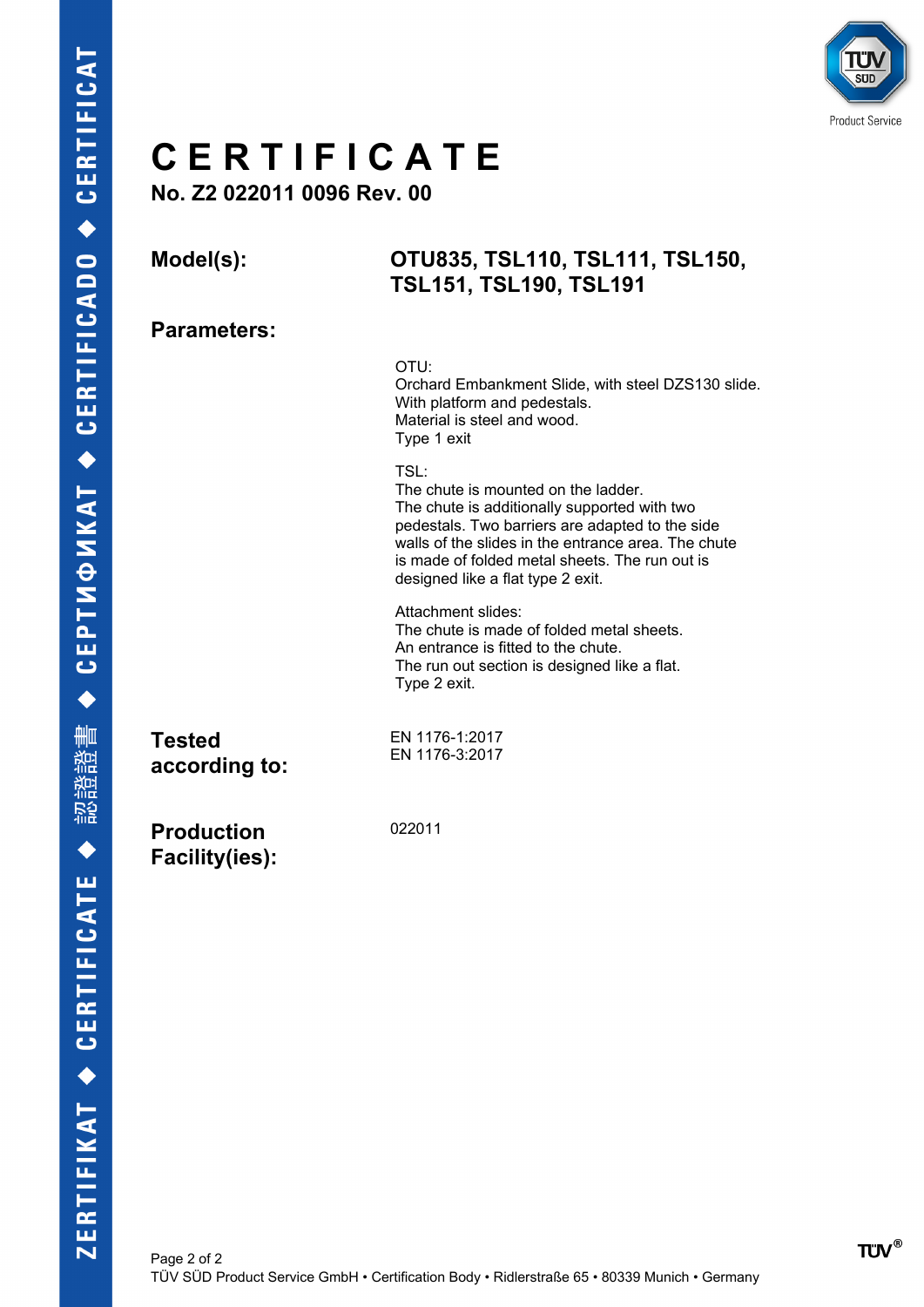# CERTIFICATE

**No. Z2 022011 0096 Rev. 00**

**Model(s):** **OTU835, TSL110, TSL111, TSL150, TSL151, TSL190, TSL191**

**Parameters:**

OTU:
Orchard Embankment Slide, with steel DZS130 slide.
With platform and pedestals.
Material is steel and wood.
Type 1 exit

TSL:
The chute is mounted on the ladder.
The chute is additionally supported with two pedestals. Two barriers are adapted to the side walls of the slides in the entrance area. The chute is made of folded metal sheets. The run out is designed like a flat type 2 exit.

Attachment slides:
The chute is made of folded metal sheets.
An entrance is fitted to the chute.
The run out section is designed like a flat.
Type 2 exit.

**Tested according to:**

EN 1176-1:2017
EN 1176-3:2017

**Production Facility(ies):**

022011

TÜV SÜD Product Service GmbH • Certification Body • Ridlerstraße 65 • 80339 Munich • Germany